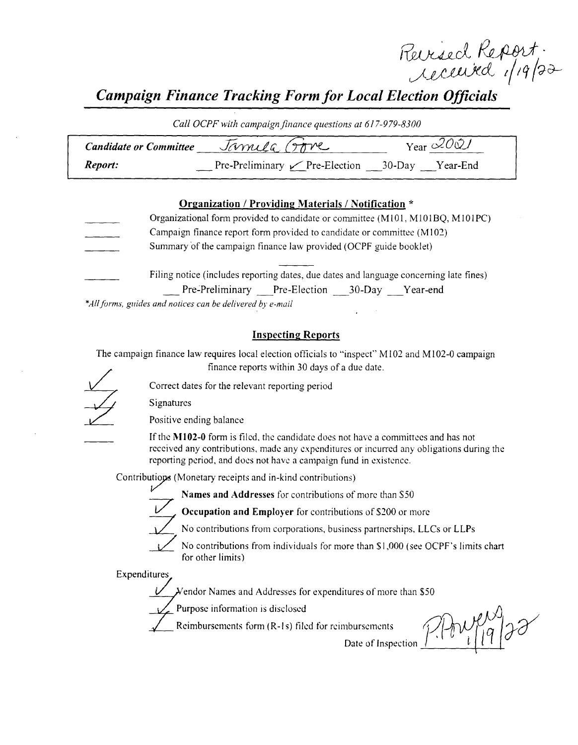Revised Report. received 1/19/22

# *Campaign Finance Tracking Form for Local Election Officials*

*Call OCPF with campaign finance questions at 617-979-8300*

**Candidate or Committee** Jamila Gore Year 2021

**Report:** \_\_ Pre-Preliminary ✓ Pre-Election \_\_ 30-Day \_\_ Year-End

## Organization / Providing Materials / Notification *

- \_\_\_\_ Organizational form provided to candidate or committee (M101, M101BQ, M101PC)
- \_\_\_\_ Campaign finance report form provided to candidate or committee (M102)
- \_\_\_\_ Summary of the campaign finance law provided (OCPF guide booklet)
- \_\_\_\_ Filing notice (includes reporting dates, due dates and language concerning late fines)
  - \_\_ Pre-Preliminary \_\_ Pre-Election \_\_ 30-Day \_\_ Year-end

*All forms, guides and notices can be delivered by e-mail*

## Inspecting Reports

The campaign finance law requires local election officials to "inspect" M102 and M102-0 campaign finance reports within 30 days of a due date.

- ✓ Correct dates for the relevant reporting period
- ✓ Signatures
- ✓ Positive ending balance
- \_\_\_\_ If the **M102-0** form is filed, the candidate does not have a committees and has not received any contributions, made any expenditures or incurred any obligations during the reporting period, and does not have a campaign fund in existence.

Contributions (Monetary receipts and in-kind contributions)

- ✓ **Names and Addresses** for contributions of more than $50
- ✓ **Occupation and Employer** for contributions of $200 or more
- ✓ No contributions from corporations, business partnerships, LLCs or LLPs
- ✓ No contributions from individuals for more than $1,000 (see OCPF's limits chart for other limits)

Expenditures

- ✓ Vendor Names and Addresses for expenditures of more than $50
- ✓ Purpose information is disclosed
- ✓ Reimbursements form (R-1s) filed for reimbursements

Date of Inspection P. Powers 1/19/22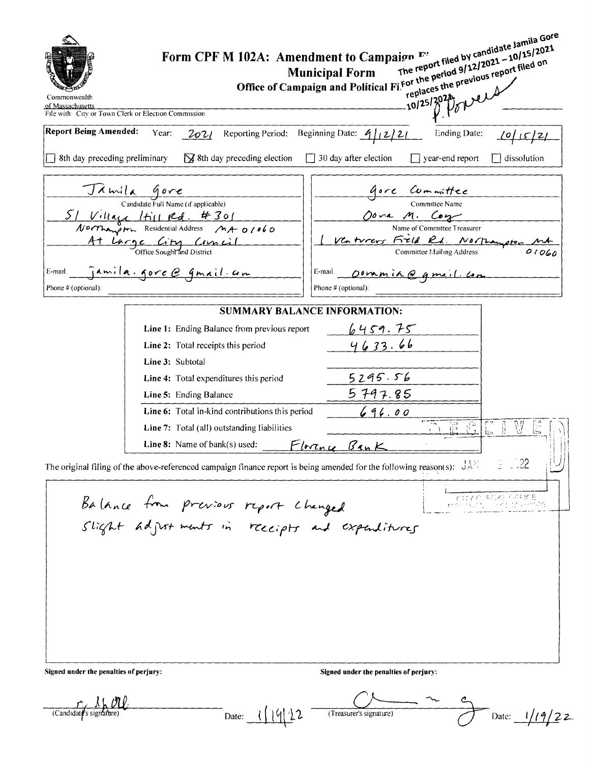Commonwealth of Massachusetts

# Form CPF M 102A: Amendment to Campaign Finance Report

## Municipal Form

### Office of Campaign and Political Finance

The report filed by candidate Jamila Gore For the period 9/12/2021 – 10/15/2021 replaces the previous report filed on 10/25/2021 P. Powers

File with City or Town Clerk or Election Commission

**Report Being Amended:** Year: 2021 Reporting Period: Beginning Date: 9/12/21 Ending Date: 10/15/21

- ☐ 8th day preceding preliminary
- ☒ 8th day preceding election
- ☐ 30 day after election
- ☐ year-end report
- ☐ dissolution

| Candidate | Committee |
|---|---|
| Jamila Gore | Gore Committee |
| Candidate Full Name (if applicable) | Committee Name |
| 51 Village Hill Rd. #301 Northampton MA 01060 | Oona M. Coy |
| Residential Address | Name of Committee Treasurer |
| At Large City Council | 1 Ventures Field Rd. Northampton MA 01060 |
| Office Sought and District | Committee Mailing Address |
| E-mail: jamila.gore@gmail.com | E-mail: oonamia@gmail.com |
| Phone # (optional): | Phone # (optional): |

**SUMMARY BALANCE INFORMATION:**

| | |
|---|---|
| Line 1: Ending Balance from previous report | 6459.75 |
| Line 2: Total receipts this period | 4633.66 |
| Line 3: Subtotal | |
| Line 4: Total expenditures this period | 5295.56 |
| Line 5: Ending Balance | 5797.85 |
| Line 6: Total in-kind contributions this period | 696.00 |
| Line 7: Total (all) outstanding liabilities | |
| Line 8: Name of bank(s) used: | Florence Bank |

RECEIVED JAN .. 2022 CITY CLERK'S OFFICE

The original filing of the above-referenced campaign finance report is being amended for the following reason(s):

Balance from previous report changed
Slight adjustments in receipts and expenditures

**Signed under the penalties of perjury:**

(Candidate's signature) Date: 1/19/22

**Signed under the penalties of perjury:**

(Treasurer's signature) Date: 1/19/22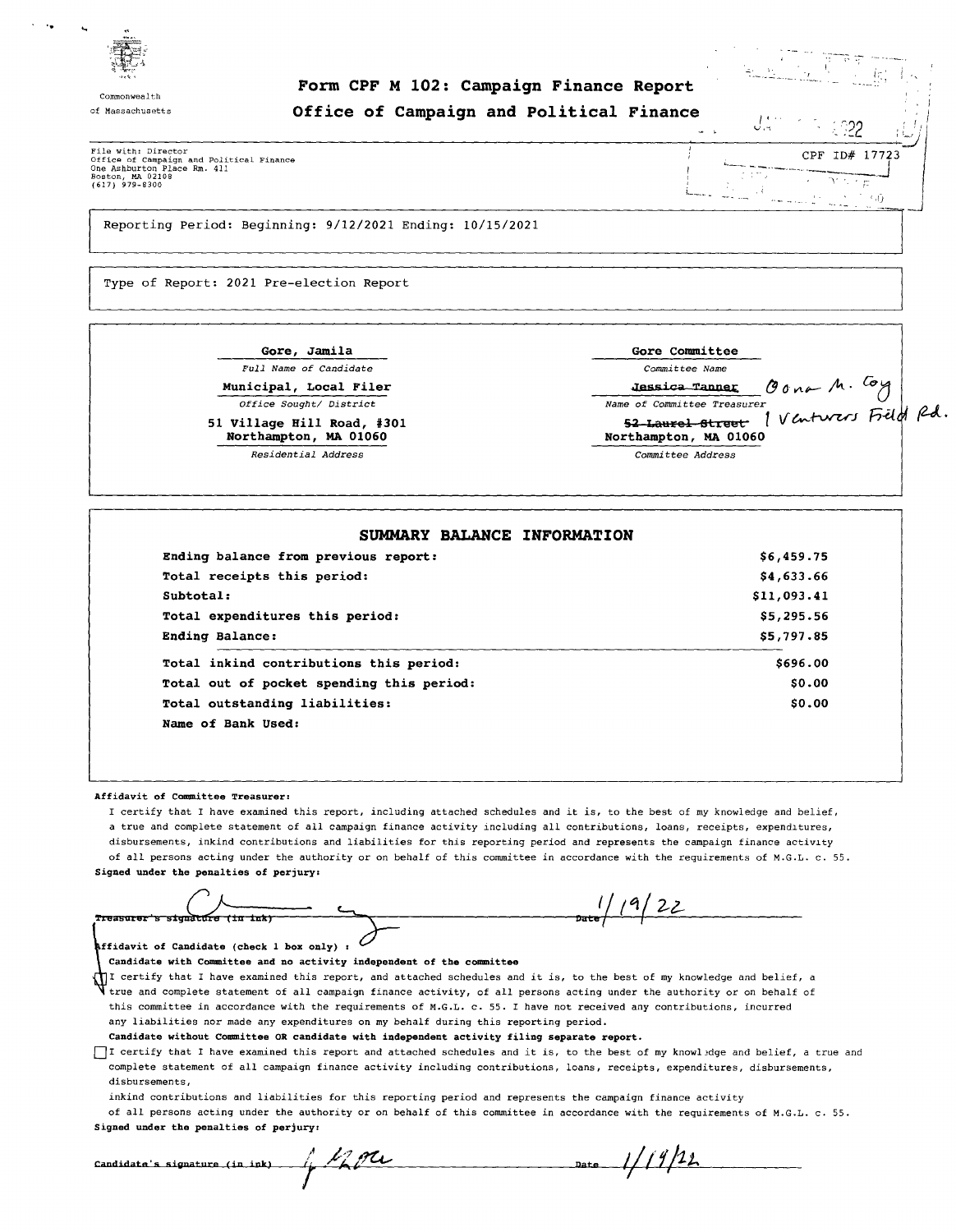Commonwealth of Massachusetts

# Form CPF M 102: Campaign Finance Report

## Office of Campaign and Political Finance

File with: Director
Office of Campaign and Political Finance
One Ashburton Place Rm. 411
Boston, MA 02108
(617) 979-8300

JAN ... 2022

CPF ID# 17723

Reporting Period: Beginning: 9/12/2021 Ending: 10/15/2021

Type of Report: 2021 Pre-election Report

**Gore, Jamila**
*Full Name of Candidate*

**Municipal, Local Filer**
*Office Sought/ District*

**51 Village Hill Road, #301**
**Northampton, MA 01060**
*Residential Address*

**Gore Committee**
*Committee Name*

~~Jessica Tanner~~ Oona M. Coy
*Name of Committee Treasurer*

~~52 Laurel Street~~ 1 Ventures Field Rd.
**Northampton, MA 01060**
*Committee Address*

### SUMMARY BALANCE INFORMATION

| | |
|---|---|
| **Ending balance from previous report:** | **$6,459.75** |
| **Total receipts this period:** | **$4,633.66** |
| **Subtotal:** | **$11,093.41** |
| **Total expenditures this period:** | **$5,295.56** |
| **Ending Balance:** | **$5,797.85** |
| **Total inkind contributions this period:** | **$696.00** |
| **Total out of pocket spending this period:** | **$0.00** |
| **Total outstanding liabilities:** | **$0.00** |
| **Name of Bank Used:** | |

**Affidavit of Committee Treasurer:**

I certify that I have examined this report, including attached schedules and it is, to the best of my knowledge and belief, a true and complete statement of all campaign finance activity including all contributions, loans, receipts, expenditures, disbursements, inkind contributions and liabilities for this reporting period and represents the campaign finance activity of all persons acting under the authority or on behalf of this committee in accordance with the requirements of M.G.L. c. 55.

**Signed under the penalties of perjury:**

Treasurer's signature (in ink) ____________ Date 1/19/22

**Affidavit of Candidate (check 1 box only) :**

**Candidate with Committee and no activity independent of the committee**

[x] I certify that I have examined this report, and attached schedules and it is, to the best of my knowledge and belief, a true and complete statement of all campaign finance activity, of all persons acting under the authority or on behalf of this committee in accordance with the requirements of M.G.L. c. 55. I have not received any contributions, incurred any liabilities nor made any expenditures on my behalf during this reporting period.

**Candidate without Committee OR candidate with independent activity filing separate report.**

[ ] I certify that I have examined this report and attached schedules and it is, to the best of my knowledge and belief, a true and complete statement of all campaign finance activity including contributions, loans, receipts, expenditures, disbursements, disbursements,
inkind contributions and liabilities for this reporting period and represents the campaign finance activity of all persons acting under the authority or on behalf of this committee in accordance with the requirements of M.G.L. c. 55.

**Signed under the penalties of perjury:**

Candidate's signature (in ink) ____________ Date 1/19/22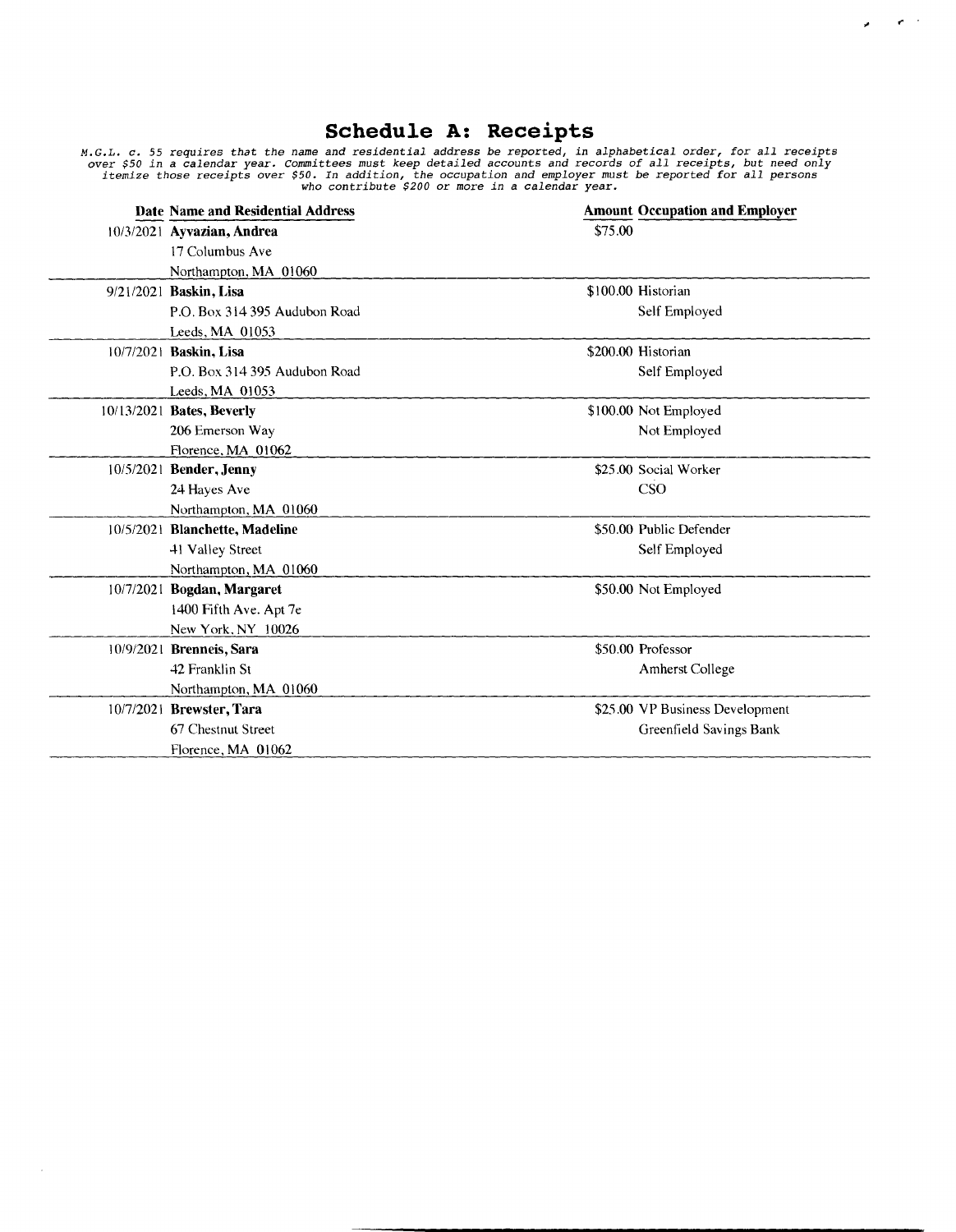# Schedule A: Receipts

*M.G.L. c. 55 requires that the name and residential address be reported, in alphabetical order, for all receipts over $50 in a calendar year. Committees must keep detailed accounts and records of all receipts, but need only itemize those receipts over $50. In addition, the occupation and employer must be reported for all persons who contribute $200 or more in a calendar year.*

| Date | Name and Residential Address | Amount | Occupation and Employer |
|---|---|---|---|
| 10/3/2021 | **Ayvazian, Andrea**<br>17 Columbus Ave<br>Northampton, MA 01060 | $75.00 | |
| 9/21/2021 | **Baskin, Lisa**<br>P.O. Box 314 395 Audubon Road<br>Leeds, MA 01053 | $100.00 | Historian<br>Self Employed |
| 10/7/2021 | **Baskin, Lisa**<br>P.O. Box 314 395 Audubon Road<br>Leeds, MA 01053 | $200.00 | Historian<br>Self Employed |
| 10/13/2021 | **Bates, Beverly**<br>206 Emerson Way<br>Florence, MA 01062 | $100.00 | Not Employed<br>Not Employed |
| 10/5/2021 | **Bender, Jenny**<br>24 Hayes Ave<br>Northampton, MA 01060 | $25.00 | Social Worker<br>CSO |
| 10/5/2021 | **Blanchette, Madeline**<br>41 Valley Street<br>Northampton, MA 01060 | $50.00 | Public Defender<br>Self Employed |
| 10/7/2021 | **Bogdan, Margaret**<br>1400 Fifth Ave. Apt 7e<br>New York, NY 10026 | $50.00 | Not Employed |
| 10/9/2021 | **Brenneis, Sara**<br>42 Franklin St<br>Northampton, MA 01060 | $50.00 | Professor<br>Amherst College |
| 10/7/2021 | **Brewster, Tara**<br>67 Chestnut Street<br>Florence, MA 01062 | $25.00 | VP Business Development<br>Greenfield Savings Bank |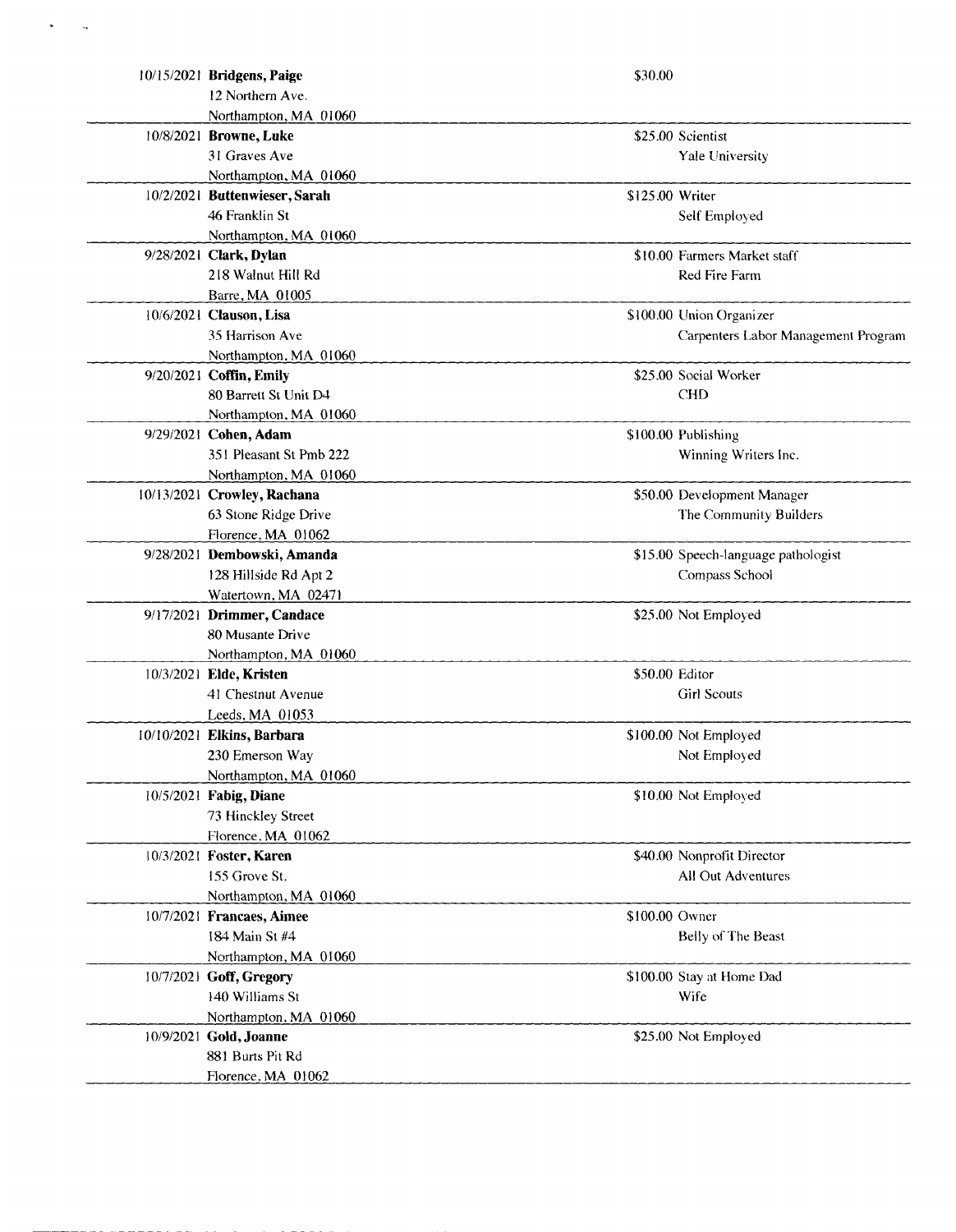| Date | Name / Address | Amount | Occupation / Employer |
|---|---|---|---|
| 10/15/2021 | **Bridgens, Paige**<br>12 Northern Ave.<br>Northampton, MA 01060 | $30.00 | |
| 10/8/2021 | **Browne, Luke**<br>31 Graves Ave<br>Northampton, MA 01060 | $25.00 | Scientist<br>Yale University |
| 10/2/2021 | **Buttenwieser, Sarah**<br>46 Franklin St<br>Northampton, MA 01060 | $125.00 | Writer<br>Self Employed |
| 9/28/2021 | **Clark, Dylan**<br>218 Walnut Hill Rd<br>Barre, MA 01005 | $10.00 | Farmers Market staff<br>Red Fire Farm |
| 10/6/2021 | **Clauson, Lisa**<br>35 Harrison Ave<br>Northampton, MA 01060 | $100.00 | Union Organizer<br>Carpenters Labor Management Program |
| 9/20/2021 | **Coffin, Emily**<br>80 Barrett St Unit D4<br>Northampton, MA 01060 | $25.00 | Social Worker<br>CHD |
| 9/29/2021 | **Cohen, Adam**<br>351 Pleasant St Pmb 222<br>Northampton, MA 01060 | $100.00 | Publishing<br>Winning Writers Inc. |
| 10/13/2021 | **Crowley, Rachana**<br>63 Stone Ridge Drive<br>Florence, MA 01062 | $50.00 | Development Manager<br>The Community Builders |
| 9/28/2021 | **Dembowski, Amanda**<br>128 Hillside Rd Apt 2<br>Watertown, MA 02471 | $15.00 | Speech-language pathologist<br>Compass School |
| 9/17/2021 | **Drimmer, Candace**<br>80 Musante Drive<br>Northampton, MA 01060 | $25.00 | Not Employed |
| 10/3/2021 | **Elde, Kristen**<br>41 Chestnut Avenue<br>Leeds, MA 01053 | $50.00 | Editor<br>Girl Scouts |
| 10/10/2021 | **Elkins, Barbara**<br>230 Emerson Way<br>Northampton, MA 01060 | $100.00 | Not Employed<br>Not Employed |
| 10/5/2021 | **Fabig, Diane**<br>73 Hinckley Street<br>Florence, MA 01062 | $10.00 | Not Employed |
| 10/3/2021 | **Foster, Karen**<br>155 Grove St.<br>Northampton, MA 01060 | $40.00 | Nonprofit Director<br>All Out Adventures |
| 10/7/2021 | **Francaes, Aimee**<br>184 Main St #4<br>Northampton, MA 01060 | $100.00 | Owner<br>Belly of The Beast |
| 10/7/2021 | **Goff, Gregory**<br>140 Williams St<br>Northampton, MA 01060 | $100.00 | Stay at Home Dad<br>Wife |
| 10/9/2021 | **Gold, Joanne**<br>881 Burts Pit Rd<br>Florence, MA 01062 | $25.00 | Not Employed |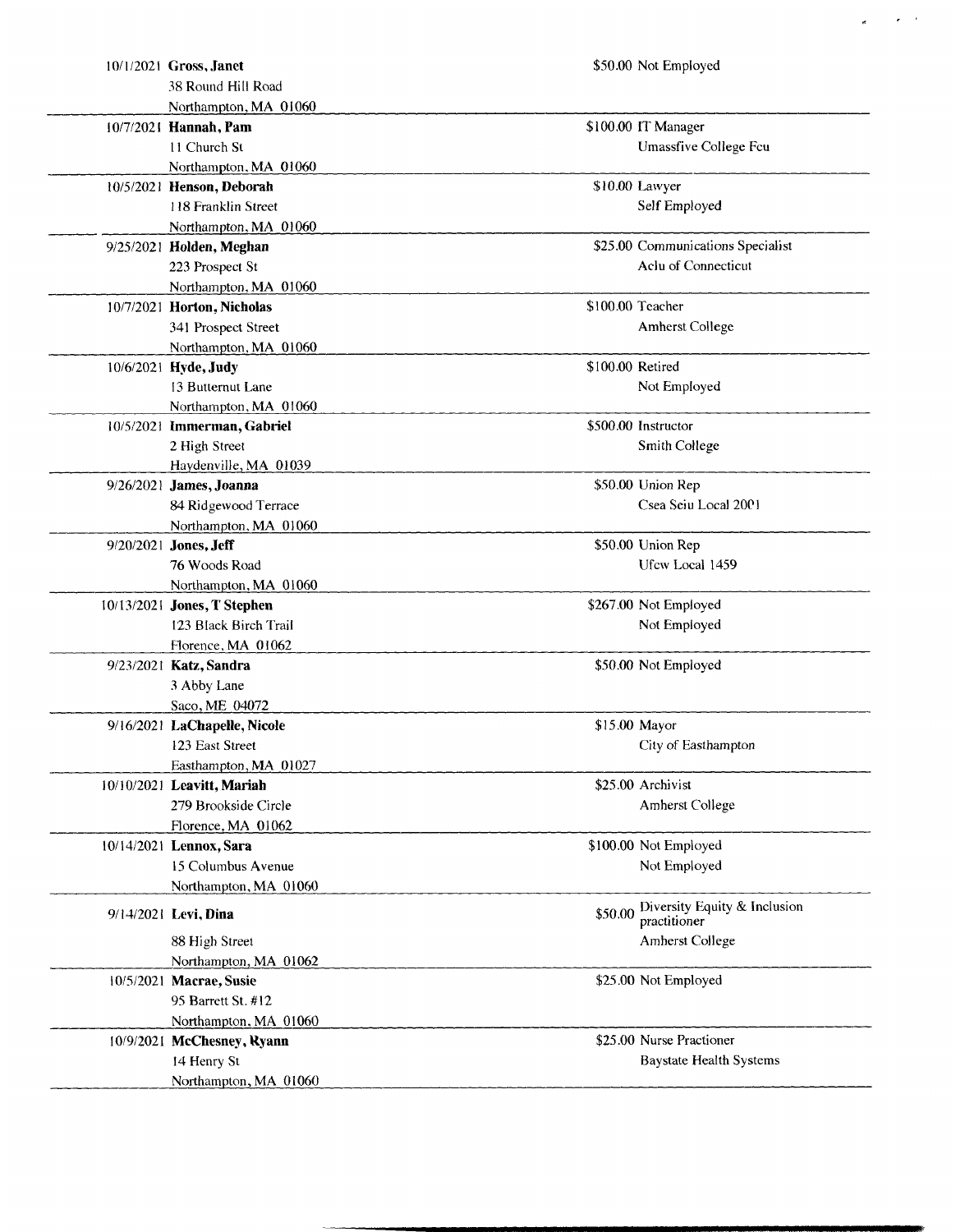| Date | Name / Address | Amount | Occupation / Employer |
|---|---|---|---|
| 10/1/2021 | **Gross, Janet**<br>38 Round Hill Road<br>Northampton, MA 01060 | $50.00 | Not Employed |
| 10/7/2021 | **Hannah, Pam**<br>11 Church St<br>Northampton, MA 01060 | $100.00 | IT Manager<br>Umassfive College Fcu |
| 10/5/2021 | **Henson, Deborah**<br>118 Franklin Street<br>Northampton, MA 01060 | $10.00 | Lawyer<br>Self Employed |
| 9/25/2021 | **Holden, Meghan**<br>223 Prospect St<br>Northampton, MA 01060 | $25.00 | Communications Specialist<br>Aclu of Connecticut |
| 10/7/2021 | **Horton, Nicholas**<br>341 Prospect Street<br>Northampton, MA 01060 | $100.00 | Teacher<br>Amherst College |
| 10/6/2021 | **Hyde, Judy**<br>13 Butternut Lane<br>Northampton, MA 01060 | $100.00 | Retired<br>Not Employed |
| 10/5/2021 | **Immerman, Gabriel**<br>2 High Street<br>Haydenville, MA 01039 | $500.00 | Instructor<br>Smith College |
| 9/26/2021 | **James, Joanna**<br>84 Ridgewood Terrace<br>Northampton, MA 01060 | $50.00 | Union Rep<br>Csea Seiu Local 2001 |
| 9/20/2021 | **Jones, Jeff**<br>76 Woods Road<br>Northampton, MA 01060 | $50.00 | Union Rep<br>Ufcw Local 1459 |
| 10/13/2021 | **Jones, T Stephen**<br>123 Black Birch Trail<br>Florence, MA 01062 | $267.00 | Not Employed<br>Not Employed |
| 9/23/2021 | **Katz, Sandra**<br>3 Abby Lane<br>Saco, ME 04072 | $50.00 | Not Employed |
| 9/16/2021 | **LaChapelle, Nicole**<br>123 East Street<br>Easthampton, MA 01027 | $15.00 | Mayor<br>City of Easthampton |
| 10/10/2021 | **Leavitt, Mariah**<br>279 Brookside Circle<br>Florence, MA 01062 | $25.00 | Archivist<br>Amherst College |
| 10/14/2021 | **Lennox, Sara**<br>15 Columbus Avenue<br>Northampton, MA 01060 | $100.00 | Not Employed<br>Not Employed |
| 9/14/2021 | **Levi, Dina**<br>88 High Street<br>Northampton, MA 01062 | $50.00 | Diversity Equity & Inclusion practitioner<br>Amherst College |
| 10/5/2021 | **Macrae, Susie**<br>95 Barrett St. #12<br>Northampton, MA 01060 | $25.00 | Not Employed |
| 10/9/2021 | **McChesney, Ryann**<br>14 Henry St<br>Northampton, MA 01060 | $25.00 | Nurse Practioner<br>Baystate Health Systems |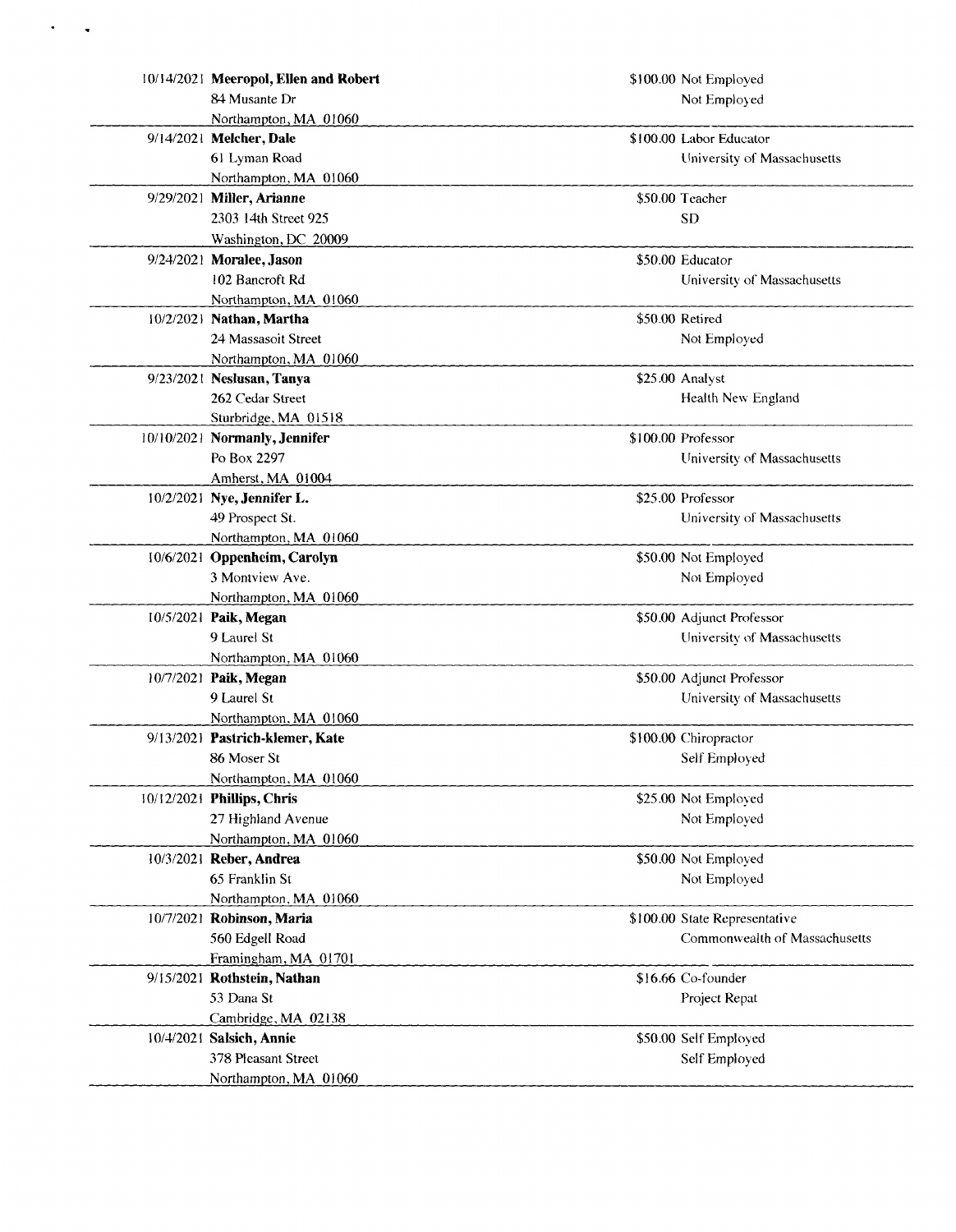| Date | Name / Address | Amount | Occupation / Employer |
|---|---|---|---|
| 10/14/2021 | **Meeropol, Ellen and Robert**<br>84 Musante Dr<br>Northampton, MA 01060 | $100.00 | Not Employed<br>Not Employed |
| 9/14/2021 | **Melcher, Dale**<br>61 Lyman Road<br>Northampton, MA 01060 | $100.00 | Labor Educator<br>University of Massachusetts |
| 9/29/2021 | **Miller, Arianne**<br>2303 14th Street 925<br>Washington, DC 20009 | $50.00 | Teacher<br>SD |
| 9/24/2021 | **Moralee, Jason**<br>102 Bancroft Rd<br>Northampton, MA 01060 | $50.00 | Educator<br>University of Massachusetts |
| 10/2/2021 | **Nathan, Martha**<br>24 Massasoit Street<br>Northampton, MA 01060 | $50.00 | Retired<br>Not Employed |
| 9/23/2021 | **Neslusan, Tanya**<br>262 Cedar Street<br>Sturbridge, MA 01518 | $25.00 | Analyst<br>Health New England |
| 10/10/2021 | **Normanly, Jennifer**<br>Po Box 2297<br>Amherst, MA 01004 | $100.00 | Professor<br>University of Massachusetts |
| 10/2/2021 | **Nye, Jennifer L.**<br>49 Prospect St.<br>Northampton, MA 01060 | $25.00 | Professor<br>University of Massachusetts |
| 10/6/2021 | **Oppenheim, Carolyn**<br>3 Montview Ave.<br>Northampton, MA 01060 | $50.00 | Not Employed<br>Not Employed |
| 10/5/2021 | **Paik, Megan**<br>9 Laurel St<br>Northampton, MA 01060 | $50.00 | Adjunct Professor<br>University of Massachusetts |
| 10/7/2021 | **Paik, Megan**<br>9 Laurel St<br>Northampton, MA 01060 | $50.00 | Adjunct Professor<br>University of Massachusetts |
| 9/13/2021 | **Pastrich-klemer, Kate**<br>86 Moser St<br>Northampton, MA 01060 | $100.00 | Chiropractor<br>Self Employed |
| 10/12/2021 | **Phillips, Chris**<br>27 Highland Avenue<br>Northampton, MA 01060 | $25.00 | Not Employed<br>Not Employed |
| 10/3/2021 | **Reber, Andrea**<br>65 Franklin St<br>Northampton, MA 01060 | $50.00 | Not Employed<br>Not Employed |
| 10/7/2021 | **Robinson, Maria**<br>560 Edgell Road<br>Framingham, MA 01701 | $100.00 | State Representative<br>Commonwealth of Massachusetts |
| 9/15/2021 | **Rothstein, Nathan**<br>53 Dana St<br>Cambridge, MA 02138 | $16.66 | Co-founder<br>Project Repat |
| 10/4/2021 | **Salsich, Annie**<br>378 Pleasant Street<br>Northampton, MA 01060 | $50.00 | Self Employed<br>Self Employed |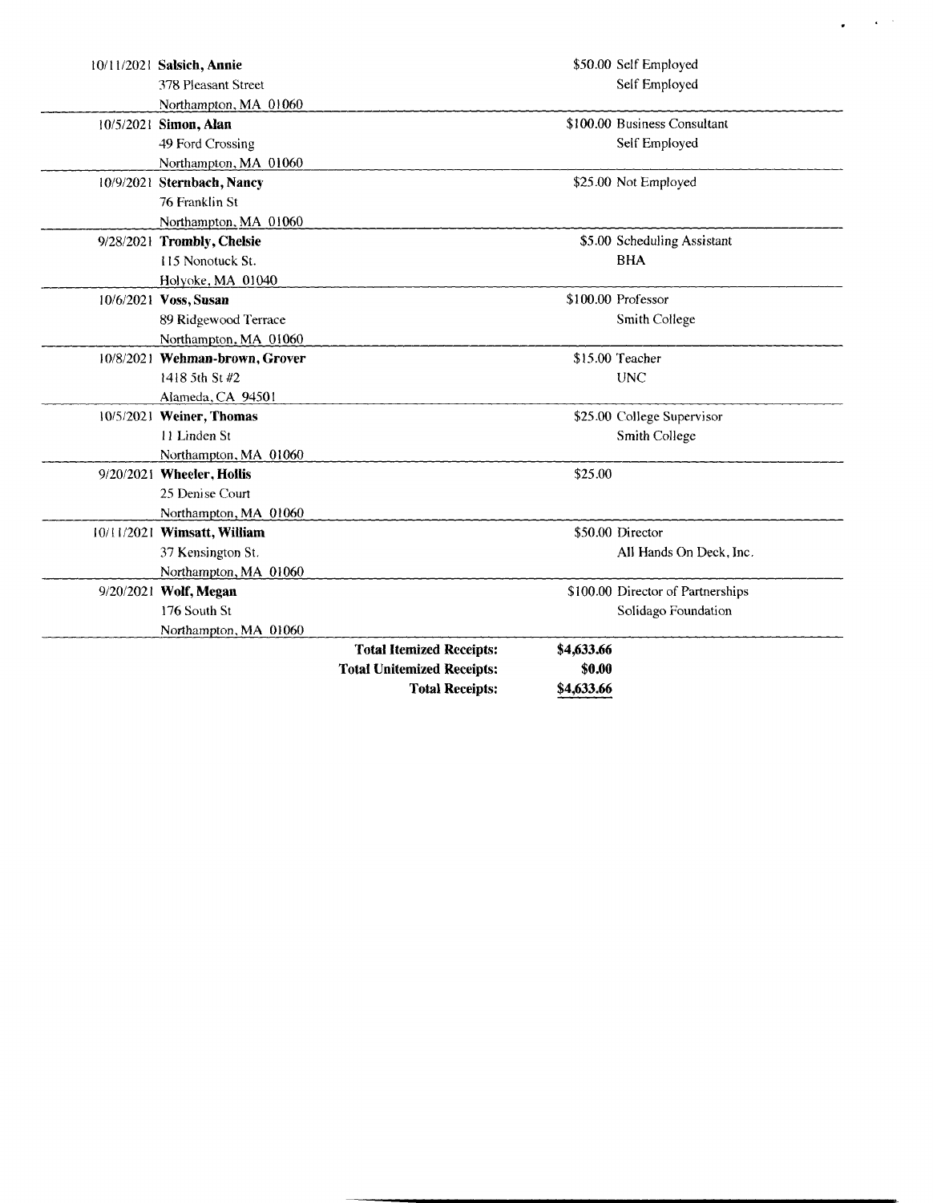| Date | Name / Address | Amount | Occupation / Employer |
| --- | --- | --- | --- |
| 10/11/2021 | **Salsich, Annie**<br>378 Pleasant Street<br>Northampton, MA 01060 | $50.00 | Self Employed<br>Self Employed |
| 10/5/2021 | **Simon, Alan**<br>49 Ford Crossing<br>Northampton, MA 01060 | $100.00 | Business Consultant<br>Self Employed |
| 10/9/2021 | **Sternbach, Nancy**<br>76 Franklin St<br>Northampton, MA 01060 | $25.00 | Not Employed |
| 9/28/2021 | **Trombly, Chelsie**<br>115 Nonotuck St.<br>Holyoke, MA 01040 | $5.00 | Scheduling Assistant<br>BHA |
| 10/6/2021 | **Voss, Susan**<br>89 Ridgewood Terrace<br>Northampton, MA 01060 | $100.00 | Professor<br>Smith College |
| 10/8/2021 | **Wehman-brown, Grover**<br>1418 5th St #2<br>Alameda, CA 94501 | $15.00 | Teacher<br>UNC |
| 10/5/2021 | **Weiner, Thomas**<br>11 Linden St<br>Northampton, MA 01060 | $25.00 | College Supervisor<br>Smith College |
| 9/20/2021 | **Wheeler, Hollis**<br>25 Denise Court<br>Northampton, MA 01060 | $25.00 | |
| 10/11/2021 | **Wimsatt, William**<br>37 Kensington St.<br>Northampton, MA 01060 | $50.00 | Director<br>All Hands On Deck, Inc. |
| 9/20/2021 | **Wolf, Megan**<br>176 South St<br>Northampton, MA 01060 | $100.00 | Director of Partnerships<br>Solidago Foundation |

| | |
| --- | --- |
| **Total Itemized Receipts:** | **$4,633.66** |
| **Total Unitemized Receipts:** | **$0.00** |
| **Total Receipts:** | **$4,633.66** |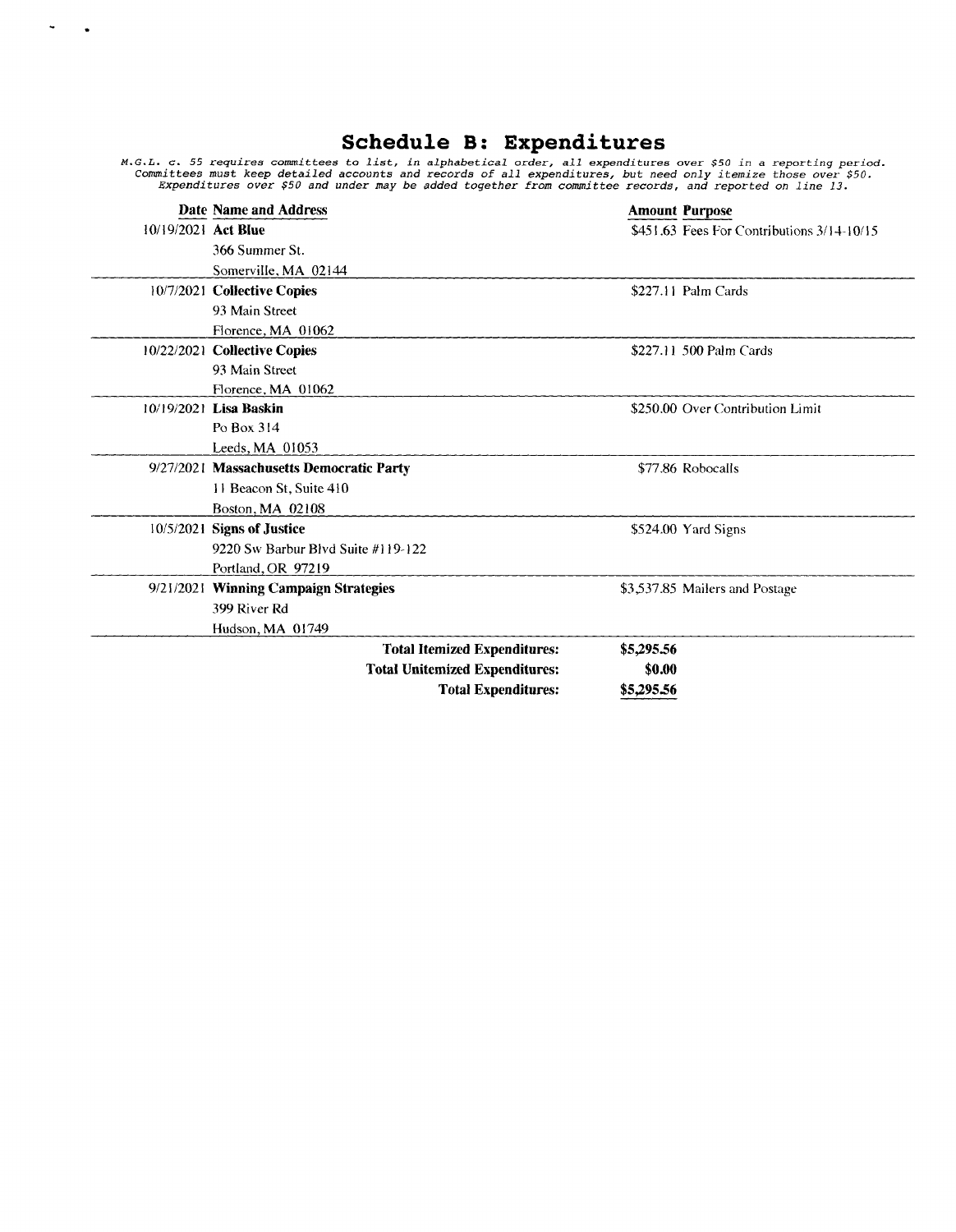# Schedule B: Expenditures

*M.G.L. c. 55 requires committees to list, in alphabetical order, all expenditures over $50 in a reporting period. Committees must keep detailed accounts and records of all expenditures, but need only itemize those over $50. Expenditures over $50 and under may be added together from committee records, and reported on line 13.*

| Date | Name and Address | Amount | Purpose |
|---|---|---|---|
| 10/19/2021 | **Act Blue**<br>366 Summer St.<br>Somerville, MA 02144 | $451.63 | Fees For Contributions 3/14-10/15 |
| 10/7/2021 | **Collective Copies**<br>93 Main Street<br>Florence, MA 01062 | $227.11 | Palm Cards |
| 10/22/2021 | **Collective Copies**<br>93 Main Street<br>Florence, MA 01062 | $227.11 | 500 Palm Cards |
| 10/19/2021 | **Lisa Baskin**<br>Po Box 314<br>Leeds, MA 01053 | $250.00 | Over Contribution Limit |
| 9/27/2021 | **Massachusetts Democratic Party**<br>11 Beacon St, Suite 410<br>Boston, MA 02108 | $77.86 | Robocalls |
| 10/5/2021 | **Signs of Justice**<br>9220 Sw Barbur Blvd Suite #119-122<br>Portland, OR 97219 | $524.00 | Yard Signs |
| 9/21/2021 | **Winning Campaign Strategies**<br>399 River Rd<br>Hudson, MA 01749 | $3,537.85 | Mailers and Postage |
| | **Total Itemized Expenditures:** | **$5,295.56** | |
| | **Total Unitemized Expenditures:** | **$0.00** | |
| | **Total Expenditures:** | **$5,295.56** | |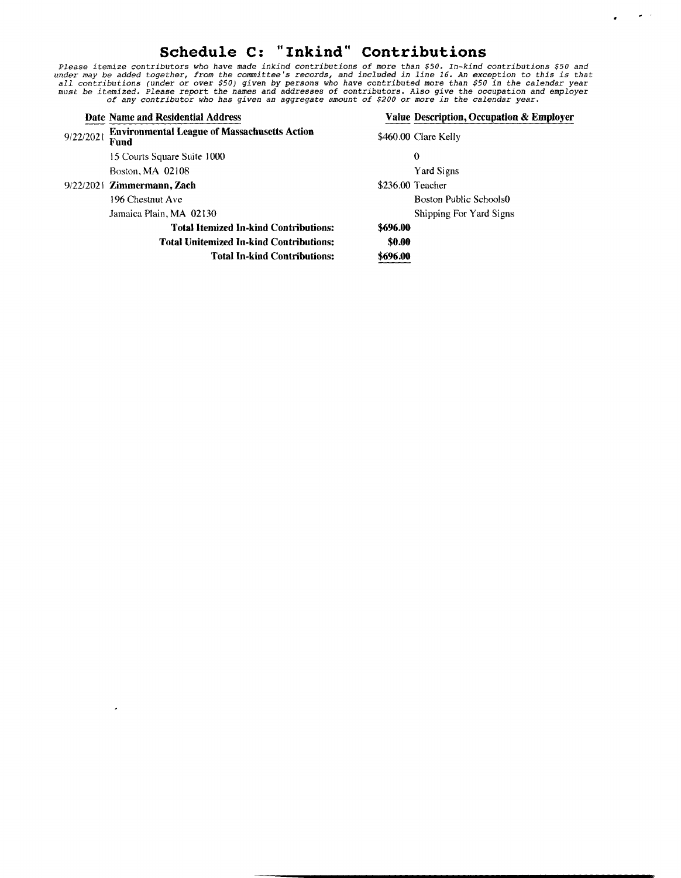# Schedule C: "Inkind" Contributions

*Please itemize contributors who have made inkind contributions of more than $50. In-kind contributions $50 and under may be added together, from the committee's records, and included in line 16. An exception to this is that all contributions (under or over $50) given by persons who have contributed more than $50 in the calendar year must be itemized. Please report the names and addresses of contributors. Also give the occupation and employer of any contributor who has given an aggregate amount of $200 or more in the calendar year.*

| Date | Name and Residential Address | Value | Description, Occupation & Employer |
|---|---|---|---|
| 9/22/2021 | **Environmental League of Massachusetts Action Fund**<br>15 Courts Square Suite 1000<br>Boston, MA 02108 | $460.00 | Clare Kelly<br>0<br>Yard Signs |
| 9/22/2021 | **Zimmermann, Zach**<br>196 Chestnut Ave<br>Jamaica Plain, MA 02130 | $236.00 | Teacher<br>Boston Public Schools0<br>Shipping For Yard Signs |
| | **Total Itemized In-kind Contributions:** | **$696.00** | |
| | **Total Unitemized In-kind Contributions:** | **$0.00** | |
| | **Total In-kind Contributions:** | **$696.00** | |